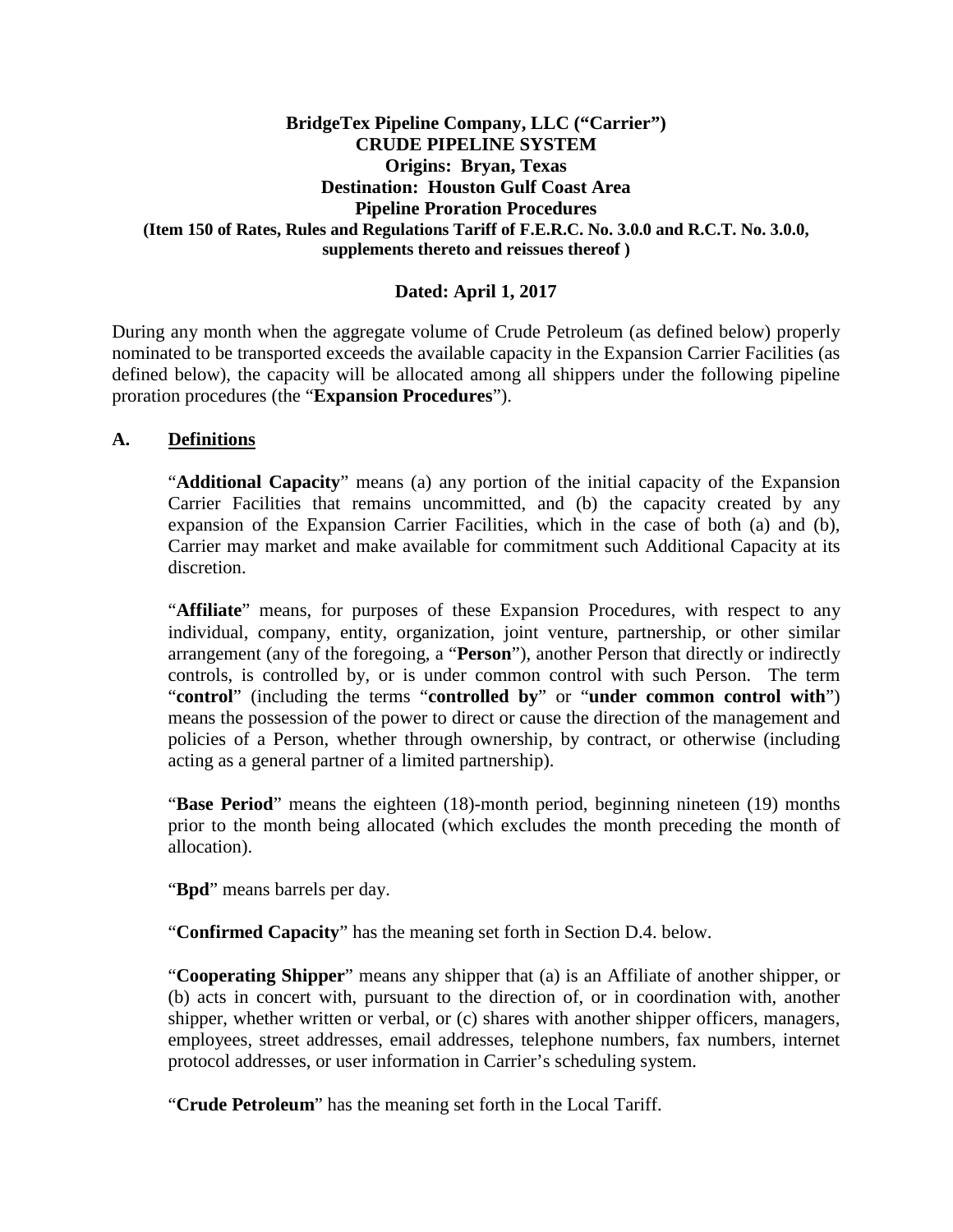**BridgeTex Pipeline Company, LLC ("Carrier")**
**CRUDE PIPELINE SYSTEM**
**Origins: Bryan, Texas**
**Destination: Houston Gulf Coast Area**
**Pipeline Proration Procedures**
**(Item 150 of Rates, Rules and Regulations Tariff of F.E.R.C. No. 3.0.0 and R.C.T. No. 3.0.0, supplements thereto and reissues thereof )**

**Dated: April 1, 2017**

During any month when the aggregate volume of Crude Petroleum (as defined below) properly nominated to be transported exceeds the available capacity in the Expansion Carrier Facilities (as defined below), the capacity will be allocated among all shippers under the following pipeline proration procedures (the "**Expansion Procedures**").

## A. Definitions

"**Additional Capacity**" means (a) any portion of the initial capacity of the Expansion Carrier Facilities that remains uncommitted, and (b) the capacity created by any expansion of the Expansion Carrier Facilities, which in the case of both (a) and (b), Carrier may market and make available for commitment such Additional Capacity at its discretion.

"**Affiliate**" means, for purposes of these Expansion Procedures, with respect to any individual, company, entity, organization, joint venture, partnership, or other similar arrangement (any of the foregoing, a "**Person**"), another Person that directly or indirectly controls, is controlled by, or is under common control with such Person. The term "**control**" (including the terms "**controlled by**" or "**under common control with**") means the possession of the power to direct or cause the direction of the management and policies of a Person, whether through ownership, by contract, or otherwise (including acting as a general partner of a limited partnership).

"**Base Period**" means the eighteen (18)-month period, beginning nineteen (19) months prior to the month being allocated (which excludes the month preceding the month of allocation).

"**Bpd**" means barrels per day.

"**Confirmed Capacity**" has the meaning set forth in Section D.4. below.

"**Cooperating Shipper**" means any shipper that (a) is an Affiliate of another shipper, or (b) acts in concert with, pursuant to the direction of, or in coordination with, another shipper, whether written or verbal, or (c) shares with another shipper officers, managers, employees, street addresses, email addresses, telephone numbers, fax numbers, internet protocol addresses, or user information in Carrier's scheduling system.

"**Crude Petroleum**" has the meaning set forth in the Local Tariff.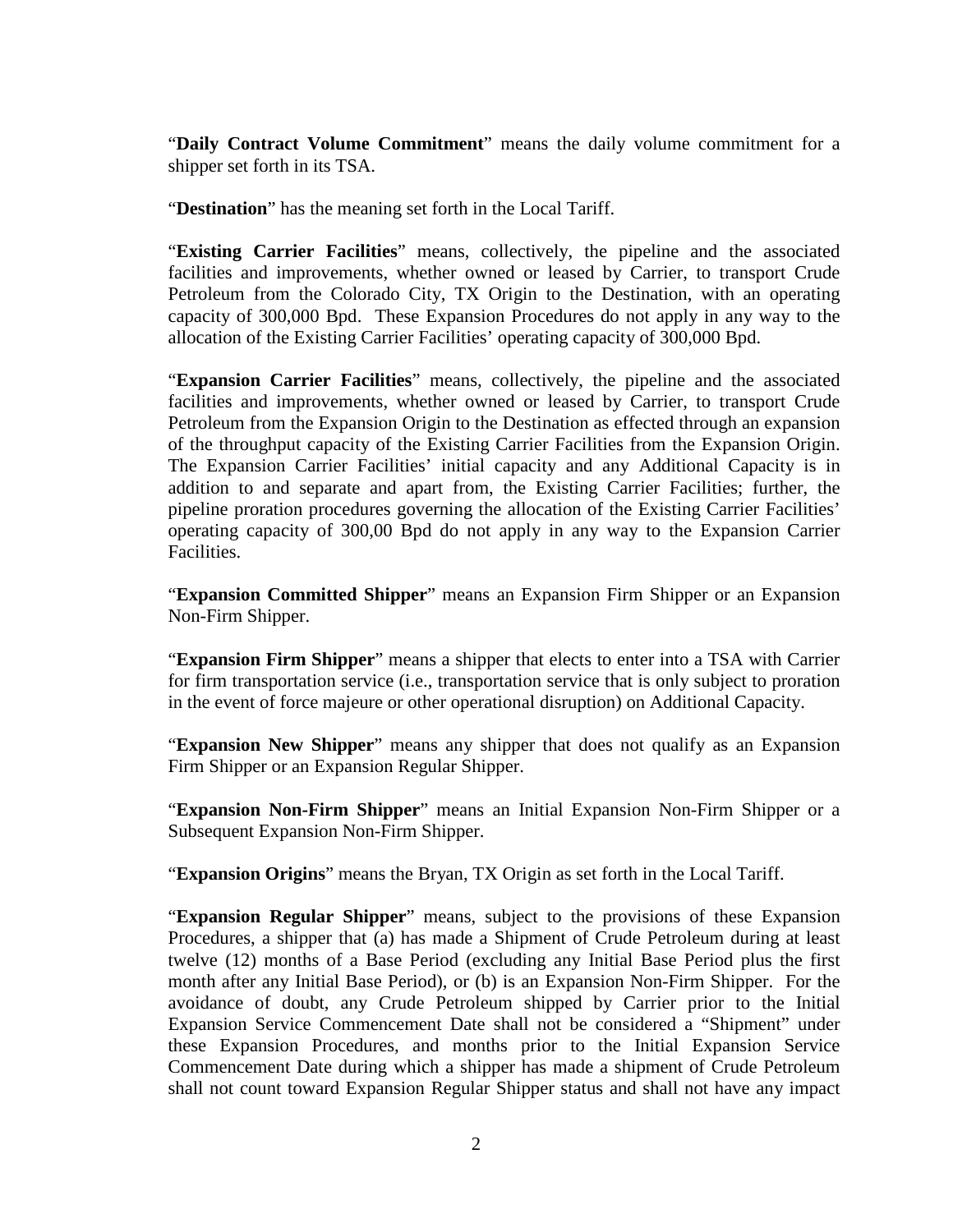"**Daily Contract Volume Commitment**" means the daily volume commitment for a shipper set forth in its TSA.

"**Destination**" has the meaning set forth in the Local Tariff.

"**Existing Carrier Facilities**" means, collectively, the pipeline and the associated facilities and improvements, whether owned or leased by Carrier, to transport Crude Petroleum from the Colorado City, TX Origin to the Destination, with an operating capacity of 300,000 Bpd. These Expansion Procedures do not apply in any way to the allocation of the Existing Carrier Facilities' operating capacity of 300,000 Bpd.

"**Expansion Carrier Facilities**" means, collectively, the pipeline and the associated facilities and improvements, whether owned or leased by Carrier, to transport Crude Petroleum from the Expansion Origin to the Destination as effected through an expansion of the throughput capacity of the Existing Carrier Facilities from the Expansion Origin. The Expansion Carrier Facilities' initial capacity and any Additional Capacity is in addition to and separate and apart from, the Existing Carrier Facilities; further, the pipeline proration procedures governing the allocation of the Existing Carrier Facilities' operating capacity of 300,00 Bpd do not apply in any way to the Expansion Carrier Facilities.

"**Expansion Committed Shipper**" means an Expansion Firm Shipper or an Expansion Non-Firm Shipper.

"**Expansion Firm Shipper**" means a shipper that elects to enter into a TSA with Carrier for firm transportation service (i.e., transportation service that is only subject to proration in the event of force majeure or other operational disruption) on Additional Capacity.

"**Expansion New Shipper**" means any shipper that does not qualify as an Expansion Firm Shipper or an Expansion Regular Shipper.

"**Expansion Non-Firm Shipper**" means an Initial Expansion Non-Firm Shipper or a Subsequent Expansion Non-Firm Shipper.

"**Expansion Origins**" means the Bryan, TX Origin as set forth in the Local Tariff.

"**Expansion Regular Shipper**" means, subject to the provisions of these Expansion Procedures, a shipper that (a) has made a Shipment of Crude Petroleum during at least twelve (12) months of a Base Period (excluding any Initial Base Period plus the first month after any Initial Base Period), or (b) is an Expansion Non-Firm Shipper. For the avoidance of doubt, any Crude Petroleum shipped by Carrier prior to the Initial Expansion Service Commencement Date shall not be considered a "Shipment" under these Expansion Procedures, and months prior to the Initial Expansion Service Commencement Date during which a shipper has made a shipment of Crude Petroleum shall not count toward Expansion Regular Shipper status and shall not have any impact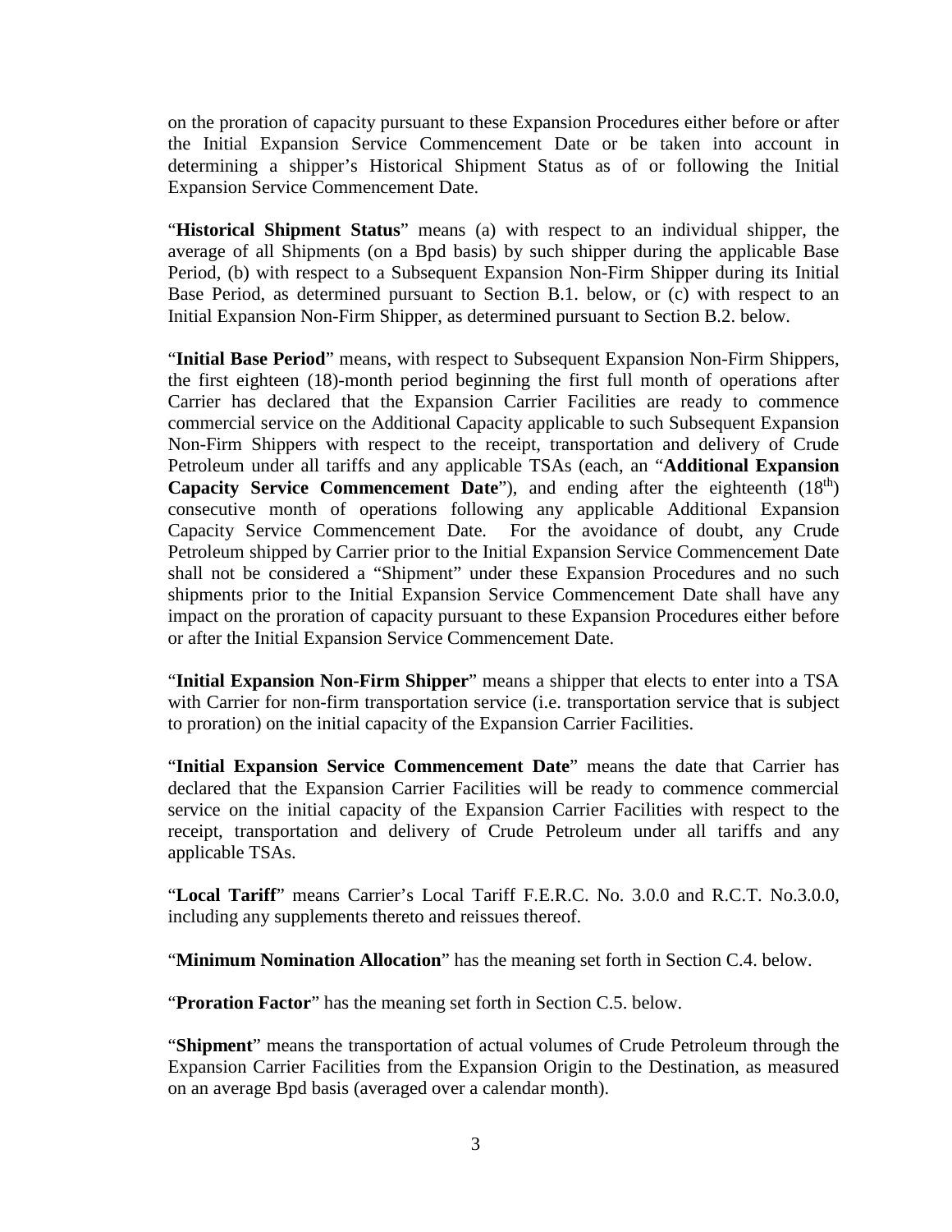on the proration of capacity pursuant to these Expansion Procedures either before or after the Initial Expansion Service Commencement Date or be taken into account in determining a shipper's Historical Shipment Status as of or following the Initial Expansion Service Commencement Date.

"**Historical Shipment Status**" means (a) with respect to an individual shipper, the average of all Shipments (on a Bpd basis) by such shipper during the applicable Base Period, (b) with respect to a Subsequent Expansion Non-Firm Shipper during its Initial Base Period, as determined pursuant to Section B.1. below, or (c) with respect to an Initial Expansion Non-Firm Shipper, as determined pursuant to Section B.2. below.

"**Initial Base Period**" means, with respect to Subsequent Expansion Non-Firm Shippers, the first eighteen (18)-month period beginning the first full month of operations after Carrier has declared that the Expansion Carrier Facilities are ready to commence commercial service on the Additional Capacity applicable to such Subsequent Expansion Non-Firm Shippers with respect to the receipt, transportation and delivery of Crude Petroleum under all tariffs and any applicable TSAs (each, an "**Additional Expansion Capacity Service Commencement Date**"), and ending after the eighteenth ($18^{th}$) consecutive month of operations following any applicable Additional Expansion Capacity Service Commencement Date. For the avoidance of doubt, any Crude Petroleum shipped by Carrier prior to the Initial Expansion Service Commencement Date shall not be considered a "Shipment" under these Expansion Procedures and no such shipments prior to the Initial Expansion Service Commencement Date shall have any impact on the proration of capacity pursuant to these Expansion Procedures either before or after the Initial Expansion Service Commencement Date.

"**Initial Expansion Non-Firm Shipper**" means a shipper that elects to enter into a TSA with Carrier for non-firm transportation service (i.e. transportation service that is subject to proration) on the initial capacity of the Expansion Carrier Facilities.

"**Initial Expansion Service Commencement Date**" means the date that Carrier has declared that the Expansion Carrier Facilities will be ready to commence commercial service on the initial capacity of the Expansion Carrier Facilities with respect to the receipt, transportation and delivery of Crude Petroleum under all tariffs and any applicable TSAs.

"**Local Tariff**" means Carrier's Local Tariff F.E.R.C. No. 3.0.0 and R.C.T. No.3.0.0, including any supplements thereto and reissues thereof.

"**Minimum Nomination Allocation**" has the meaning set forth in Section C.4. below.

"**Proration Factor**" has the meaning set forth in Section C.5. below.

"**Shipment**" means the transportation of actual volumes of Crude Petroleum through the Expansion Carrier Facilities from the Expansion Origin to the Destination, as measured on an average Bpd basis (averaged over a calendar month).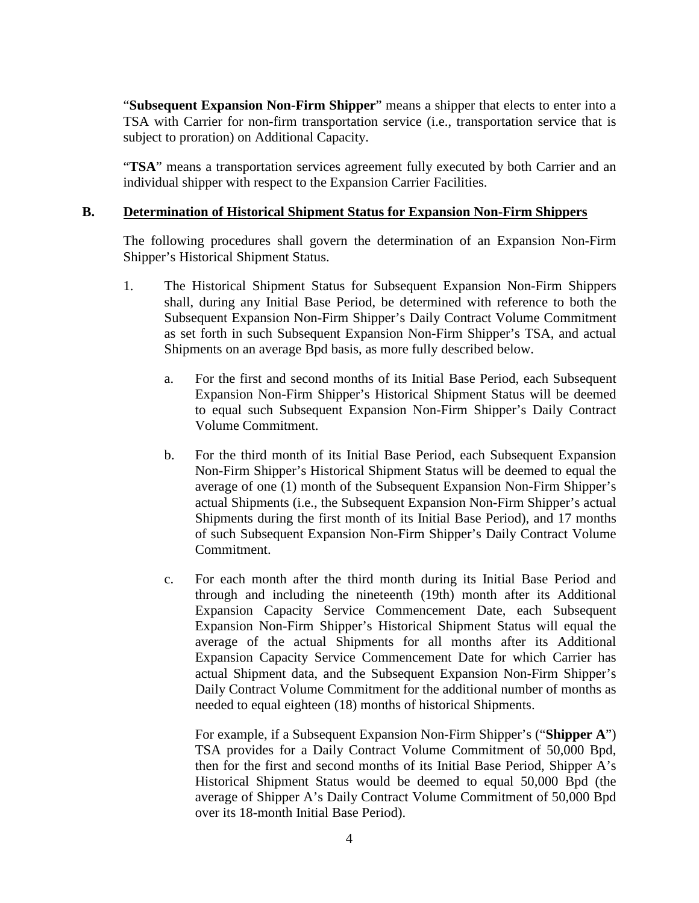"**Subsequent Expansion Non-Firm Shipper**" means a shipper that elects to enter into a TSA with Carrier for non-firm transportation service (i.e., transportation service that is subject to proration) on Additional Capacity.

"**TSA**" means a transportation services agreement fully executed by both Carrier and an individual shipper with respect to the Expansion Carrier Facilities.

## B. Determination of Historical Shipment Status for Expansion Non-Firm Shippers

The following procedures shall govern the determination of an Expansion Non-Firm Shipper's Historical Shipment Status.

1. The Historical Shipment Status for Subsequent Expansion Non-Firm Shippers shall, during any Initial Base Period, be determined with reference to both the Subsequent Expansion Non-Firm Shipper's Daily Contract Volume Commitment as set forth in such Subsequent Expansion Non-Firm Shipper's TSA, and actual Shipments on an average Bpd basis, as more fully described below.

   a. For the first and second months of its Initial Base Period, each Subsequent Expansion Non-Firm Shipper's Historical Shipment Status will be deemed to equal such Subsequent Expansion Non-Firm Shipper's Daily Contract Volume Commitment.

   b. For the third month of its Initial Base Period, each Subsequent Expansion Non-Firm Shipper's Historical Shipment Status will be deemed to equal the average of one (1) month of the Subsequent Expansion Non-Firm Shipper's actual Shipments (i.e., the Subsequent Expansion Non-Firm Shipper's actual Shipments during the first month of its Initial Base Period), and 17 months of such Subsequent Expansion Non-Firm Shipper's Daily Contract Volume Commitment.

   c. For each month after the third month during its Initial Base Period and through and including the nineteenth (19th) month after its Additional Expansion Capacity Service Commencement Date, each Subsequent Expansion Non-Firm Shipper's Historical Shipment Status will equal the average of the actual Shipments for all months after its Additional Expansion Capacity Service Commencement Date for which Carrier has actual Shipment data, and the Subsequent Expansion Non-Firm Shipper's Daily Contract Volume Commitment for the additional number of months as needed to equal eighteen (18) months of historical Shipments.

      For example, if a Subsequent Expansion Non-Firm Shipper's ("**Shipper A**") TSA provides for a Daily Contract Volume Commitment of 50,000 Bpd, then for the first and second months of its Initial Base Period, Shipper A's Historical Shipment Status would be deemed to equal 50,000 Bpd (the average of Shipper A's Daily Contract Volume Commitment of 50,000 Bpd over its 18-month Initial Base Period).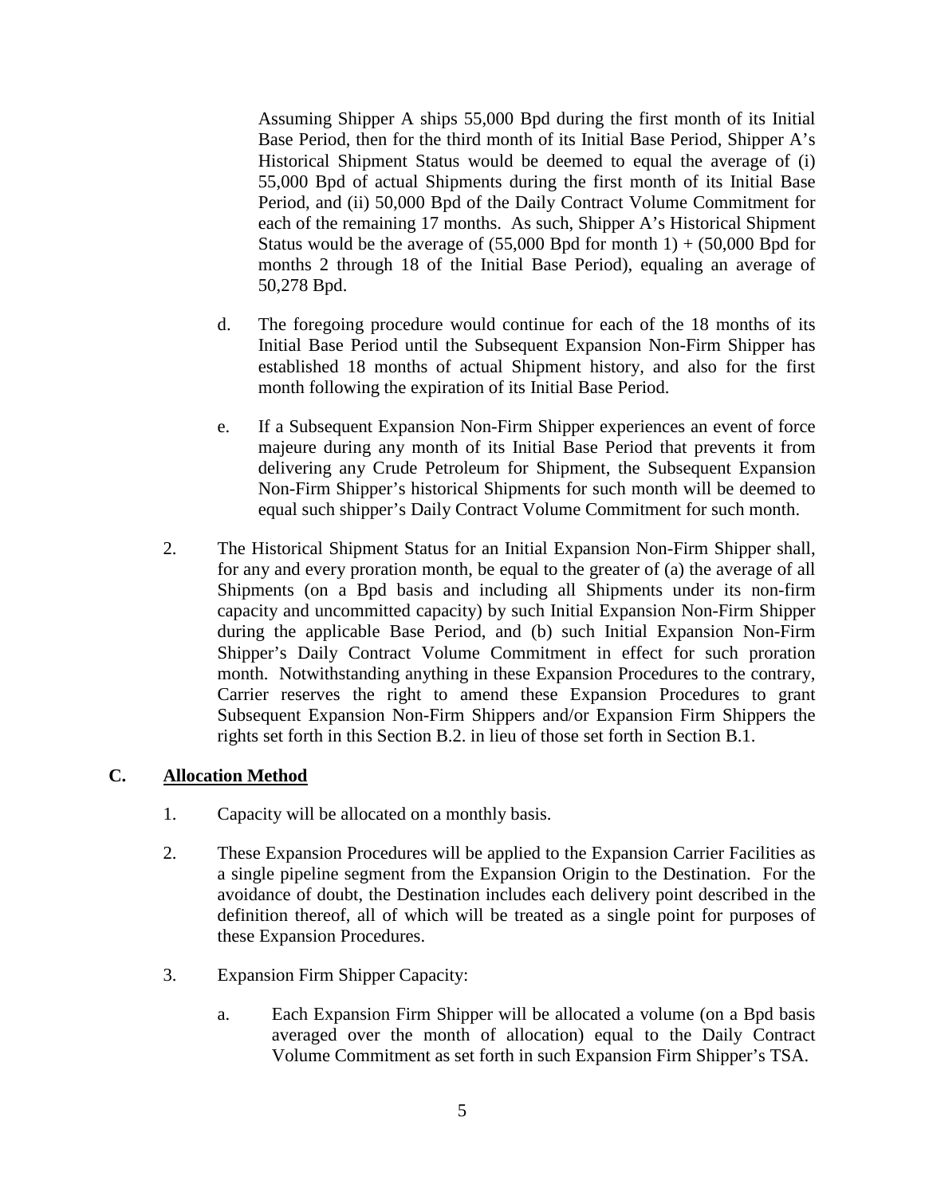Assuming Shipper A ships 55,000 Bpd during the first month of its Initial Base Period, then for the third month of its Initial Base Period, Shipper A's Historical Shipment Status would be deemed to equal the average of (i) 55,000 Bpd of actual Shipments during the first month of its Initial Base Period, and (ii) 50,000 Bpd of the Daily Contract Volume Commitment for each of the remaining 17 months. As such, Shipper A's Historical Shipment Status would be the average of (55,000 Bpd for month 1) + (50,000 Bpd for months 2 through 18 of the Initial Base Period), equaling an average of 50,278 Bpd.

d. The foregoing procedure would continue for each of the 18 months of its Initial Base Period until the Subsequent Expansion Non-Firm Shipper has established 18 months of actual Shipment history, and also for the first month following the expiration of its Initial Base Period.

e. If a Subsequent Expansion Non-Firm Shipper experiences an event of force majeure during any month of its Initial Base Period that prevents it from delivering any Crude Petroleum for Shipment, the Subsequent Expansion Non-Firm Shipper's historical Shipments for such month will be deemed to equal such shipper's Daily Contract Volume Commitment for such month.

2. The Historical Shipment Status for an Initial Expansion Non-Firm Shipper shall, for any and every proration month, be equal to the greater of (a) the average of all Shipments (on a Bpd basis and including all Shipments under its non-firm capacity and uncommitted capacity) by such Initial Expansion Non-Firm Shipper during the applicable Base Period, and (b) such Initial Expansion Non-Firm Shipper's Daily Contract Volume Commitment in effect for such proration month. Notwithstanding anything in these Expansion Procedures to the contrary, Carrier reserves the right to amend these Expansion Procedures to grant Subsequent Expansion Non-Firm Shippers and/or Expansion Firm Shippers the rights set forth in this Section B.2. in lieu of those set forth in Section B.1.

## C. Allocation Method

1. Capacity will be allocated on a monthly basis.

2. These Expansion Procedures will be applied to the Expansion Carrier Facilities as a single pipeline segment from the Expansion Origin to the Destination. For the avoidance of doubt, the Destination includes each delivery point described in the definition thereof, all of which will be treated as a single point for purposes of these Expansion Procedures.

3. Expansion Firm Shipper Capacity:

   a. Each Expansion Firm Shipper will be allocated a volume (on a Bpd basis averaged over the month of allocation) equal to the Daily Contract Volume Commitment as set forth in such Expansion Firm Shipper's TSA.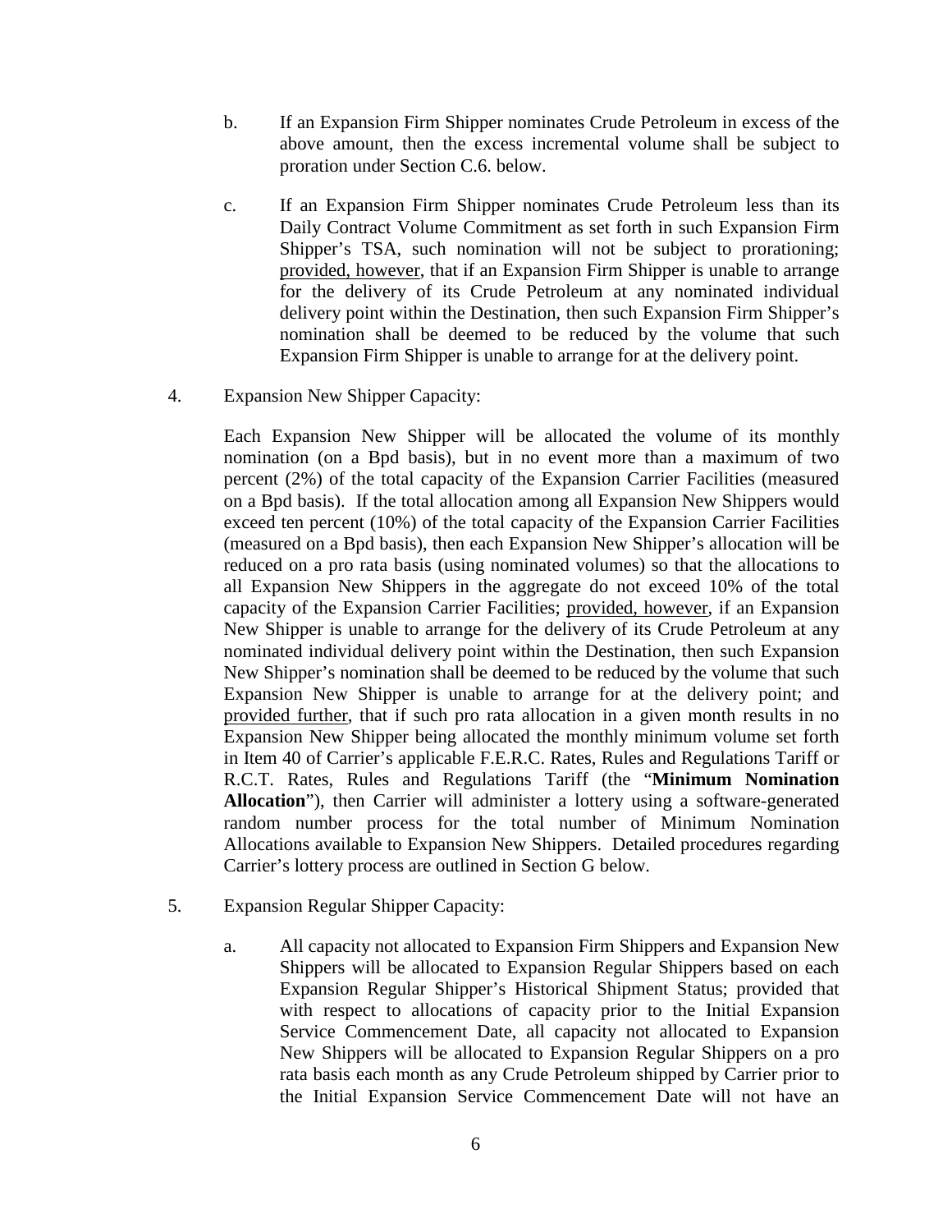b. If an Expansion Firm Shipper nominates Crude Petroleum in excess of the above amount, then the excess incremental volume shall be subject to proration under Section C.6. below.

c. If an Expansion Firm Shipper nominates Crude Petroleum less than its Daily Contract Volume Commitment as set forth in such Expansion Firm Shipper's TSA, such nomination will not be subject to prorationing; provided, however, that if an Expansion Firm Shipper is unable to arrange for the delivery of its Crude Petroleum at any nominated individual delivery point within the Destination, then such Expansion Firm Shipper's nomination shall be deemed to be reduced by the volume that such Expansion Firm Shipper is unable to arrange for at the delivery point.

4. Expansion New Shipper Capacity:

Each Expansion New Shipper will be allocated the volume of its monthly nomination (on a Bpd basis), but in no event more than a maximum of two percent (2%) of the total capacity of the Expansion Carrier Facilities (measured on a Bpd basis). If the total allocation among all Expansion New Shippers would exceed ten percent (10%) of the total capacity of the Expansion Carrier Facilities (measured on a Bpd basis), then each Expansion New Shipper's allocation will be reduced on a pro rata basis (using nominated volumes) so that the allocations to all Expansion New Shippers in the aggregate do not exceed 10% of the total capacity of the Expansion Carrier Facilities; provided, however, if an Expansion New Shipper is unable to arrange for the delivery of its Crude Petroleum at any nominated individual delivery point within the Destination, then such Expansion New Shipper's nomination shall be deemed to be reduced by the volume that such Expansion New Shipper is unable to arrange for at the delivery point; and provided further, that if such pro rata allocation in a given month results in no Expansion New Shipper being allocated the monthly minimum volume set forth in Item 40 of Carrier's applicable F.E.R.C. Rates, Rules and Regulations Tariff or R.C.T. Rates, Rules and Regulations Tariff (the "**Minimum Nomination Allocation**"), then Carrier will administer a lottery using a software-generated random number process for the total number of Minimum Nomination Allocations available to Expansion New Shippers. Detailed procedures regarding Carrier's lottery process are outlined in Section G below.

5. Expansion Regular Shipper Capacity:

a. All capacity not allocated to Expansion Firm Shippers and Expansion New Shippers will be allocated to Expansion Regular Shippers based on each Expansion Regular Shipper's Historical Shipment Status; provided that with respect to allocations of capacity prior to the Initial Expansion Service Commencement Date, all capacity not allocated to Expansion New Shippers will be allocated to Expansion Regular Shippers on a pro rata basis each month as any Crude Petroleum shipped by Carrier prior to the Initial Expansion Service Commencement Date will not have an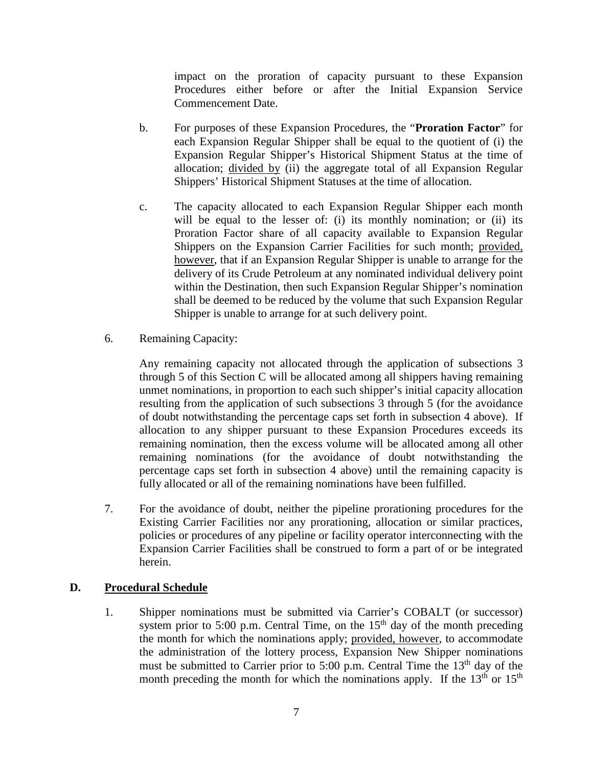impact on the proration of capacity pursuant to these Expansion Procedures either before or after the Initial Expansion Service Commencement Date.

b. For purposes of these Expansion Procedures, the "**Proration Factor**" for each Expansion Regular Shipper shall be equal to the quotient of (i) the Expansion Regular Shipper's Historical Shipment Status at the time of allocation; divided by (ii) the aggregate total of all Expansion Regular Shippers' Historical Shipment Statuses at the time of allocation.

c. The capacity allocated to each Expansion Regular Shipper each month will be equal to the lesser of: (i) its monthly nomination; or (ii) its Proration Factor share of all capacity available to Expansion Regular Shippers on the Expansion Carrier Facilities for such month; provided, however, that if an Expansion Regular Shipper is unable to arrange for the delivery of its Crude Petroleum at any nominated individual delivery point within the Destination, then such Expansion Regular Shipper's nomination shall be deemed to be reduced by the volume that such Expansion Regular Shipper is unable to arrange for at such delivery point.

6. Remaining Capacity:

Any remaining capacity not allocated through the application of subsections 3 through 5 of this Section C will be allocated among all shippers having remaining unmet nominations, in proportion to each such shipper's initial capacity allocation resulting from the application of such subsections 3 through 5 (for the avoidance of doubt notwithstanding the percentage caps set forth in subsection 4 above). If allocation to any shipper pursuant to these Expansion Procedures exceeds its remaining nomination, then the excess volume will be allocated among all other remaining nominations (for the avoidance of doubt notwithstanding the percentage caps set forth in subsection 4 above) until the remaining capacity is fully allocated or all of the remaining nominations have been fulfilled.

7. For the avoidance of doubt, neither the pipeline prorationing procedures for the Existing Carrier Facilities nor any prorationing, allocation or similar practices, policies or procedures of any pipeline or facility operator interconnecting with the Expansion Carrier Facilities shall be construed to form a part of or be integrated herein.

## D. Procedural Schedule

1. Shipper nominations must be submitted via Carrier's COBALT (or successor) system prior to 5:00 p.m. Central Time, on the 15th day of the month preceding the month for which the nominations apply; provided, however, to accommodate the administration of the lottery process, Expansion New Shipper nominations must be submitted to Carrier prior to 5:00 p.m. Central Time the 13th day of the month preceding the month for which the nominations apply. If the 13th or 15th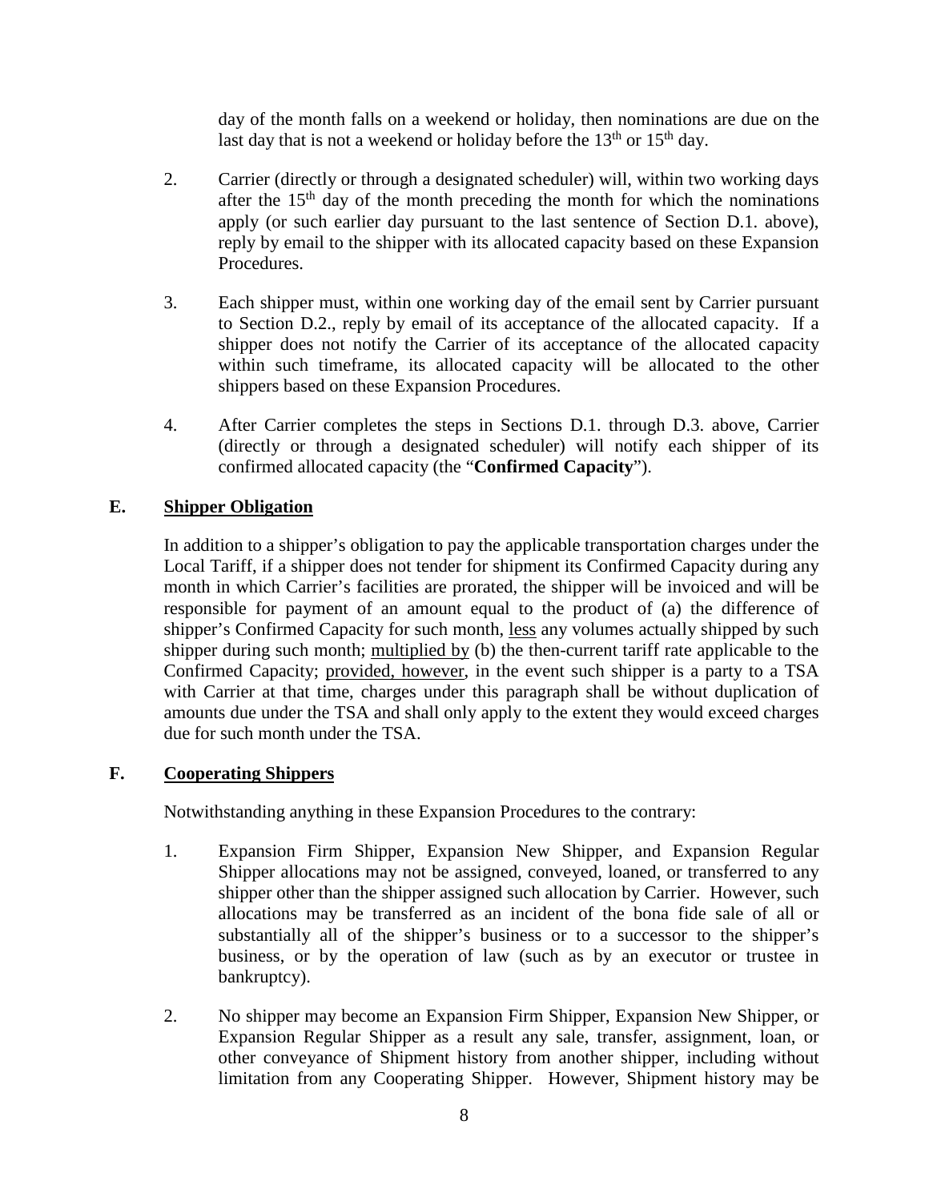day of the month falls on a weekend or holiday, then nominations are due on the last day that is not a weekend or holiday before the 13th or 15th day.

2. Carrier (directly or through a designated scheduler) will, within two working days after the 15th day of the month preceding the month for which the nominations apply (or such earlier day pursuant to the last sentence of Section D.1. above), reply by email to the shipper with its allocated capacity based on these Expansion Procedures.

3. Each shipper must, within one working day of the email sent by Carrier pursuant to Section D.2., reply by email of its acceptance of the allocated capacity. If a shipper does not notify the Carrier of its acceptance of the allocated capacity within such timeframe, its allocated capacity will be allocated to the other shippers based on these Expansion Procedures.

4. After Carrier completes the steps in Sections D.1. through D.3. above, Carrier (directly or through a designated scheduler) will notify each shipper of its confirmed allocated capacity (the "**Confirmed Capacity**").

## E. Shipper Obligation

In addition to a shipper's obligation to pay the applicable transportation charges under the Local Tariff, if a shipper does not tender for shipment its Confirmed Capacity during any month in which Carrier's facilities are prorated, the shipper will be invoiced and will be responsible for payment of an amount equal to the product of (a) the difference of shipper's Confirmed Capacity for such month, less any volumes actually shipped by such shipper during such month; multiplied by (b) the then-current tariff rate applicable to the Confirmed Capacity; provided, however, in the event such shipper is a party to a TSA with Carrier at that time, charges under this paragraph shall be without duplication of amounts due under the TSA and shall only apply to the extent they would exceed charges due for such month under the TSA.

## F. Cooperating Shippers

Notwithstanding anything in these Expansion Procedures to the contrary:

1. Expansion Firm Shipper, Expansion New Shipper, and Expansion Regular Shipper allocations may not be assigned, conveyed, loaned, or transferred to any shipper other than the shipper assigned such allocation by Carrier. However, such allocations may be transferred as an incident of the bona fide sale of all or substantially all of the shipper's business or to a successor to the shipper's business, or by the operation of law (such as by an executor or trustee in bankruptcy).

2. No shipper may become an Expansion Firm Shipper, Expansion New Shipper, or Expansion Regular Shipper as a result any sale, transfer, assignment, loan, or other conveyance of Shipment history from another shipper, including without limitation from any Cooperating Shipper. However, Shipment history may be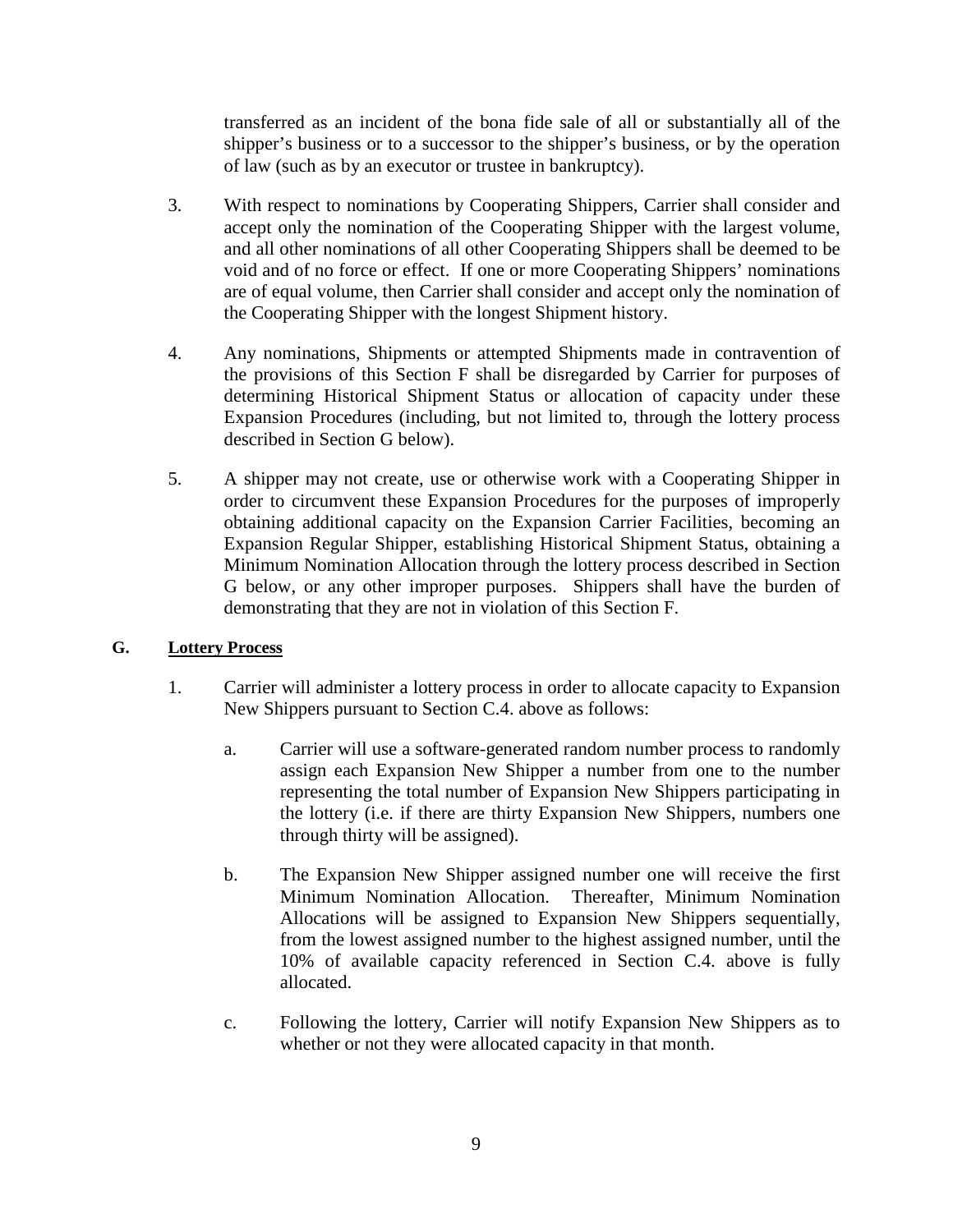transferred as an incident of the bona fide sale of all or substantially all of the shipper's business or to a successor to the shipper's business, or by the operation of law (such as by an executor or trustee in bankruptcy).

3. With respect to nominations by Cooperating Shippers, Carrier shall consider and accept only the nomination of the Cooperating Shipper with the largest volume, and all other nominations of all other Cooperating Shippers shall be deemed to be void and of no force or effect. If one or more Cooperating Shippers' nominations are of equal volume, then Carrier shall consider and accept only the nomination of the Cooperating Shipper with the longest Shipment history.

4. Any nominations, Shipments or attempted Shipments made in contravention of the provisions of this Section F shall be disregarded by Carrier for purposes of determining Historical Shipment Status or allocation of capacity under these Expansion Procedures (including, but not limited to, through the lottery process described in Section G below).

5. A shipper may not create, use or otherwise work with a Cooperating Shipper in order to circumvent these Expansion Procedures for the purposes of improperly obtaining additional capacity on the Expansion Carrier Facilities, becoming an Expansion Regular Shipper, establishing Historical Shipment Status, obtaining a Minimum Nomination Allocation through the lottery process described in Section G below, or any other improper purposes. Shippers shall have the burden of demonstrating that they are not in violation of this Section F.

## G. Lottery Process

1. Carrier will administer a lottery process in order to allocate capacity to Expansion New Shippers pursuant to Section C.4. above as follows:

   a. Carrier will use a software-generated random number process to randomly assign each Expansion New Shipper a number from one to the number representing the total number of Expansion New Shippers participating in the lottery (i.e. if there are thirty Expansion New Shippers, numbers one through thirty will be assigned).

   b. The Expansion New Shipper assigned number one will receive the first Minimum Nomination Allocation. Thereafter, Minimum Nomination Allocations will be assigned to Expansion New Shippers sequentially, from the lowest assigned number to the highest assigned number, until the 10% of available capacity referenced in Section C.4. above is fully allocated.

   c. Following the lottery, Carrier will notify Expansion New Shippers as to whether or not they were allocated capacity in that month.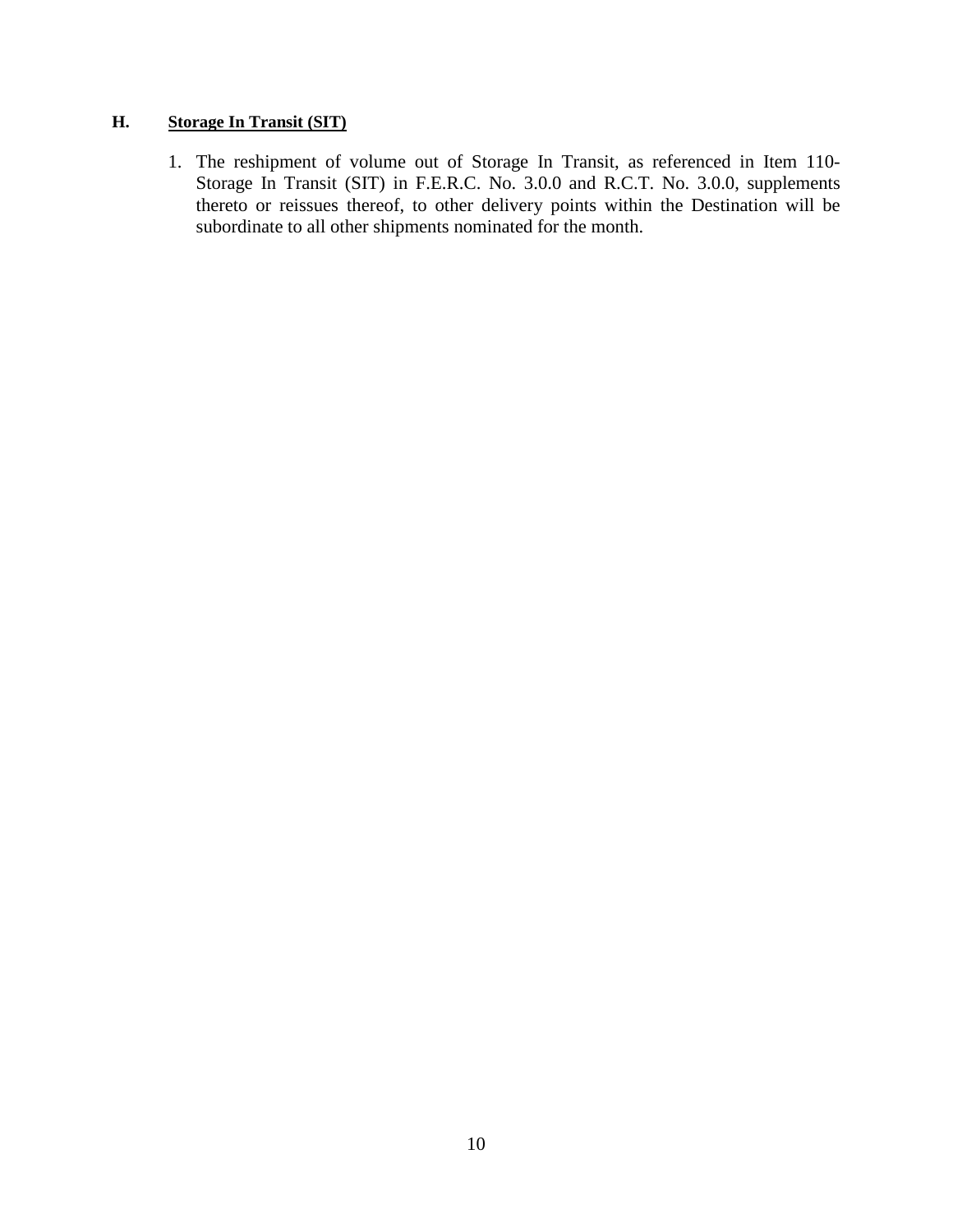### H. Storage In Transit (SIT)

1. The reshipment of volume out of Storage In Transit, as referenced in Item 110-Storage In Transit (SIT) in F.E.R.C. No. 3.0.0 and R.C.T. No. 3.0.0, supplements thereto or reissues thereof, to other delivery points within the Destination will be subordinate to all other shipments nominated for the month.